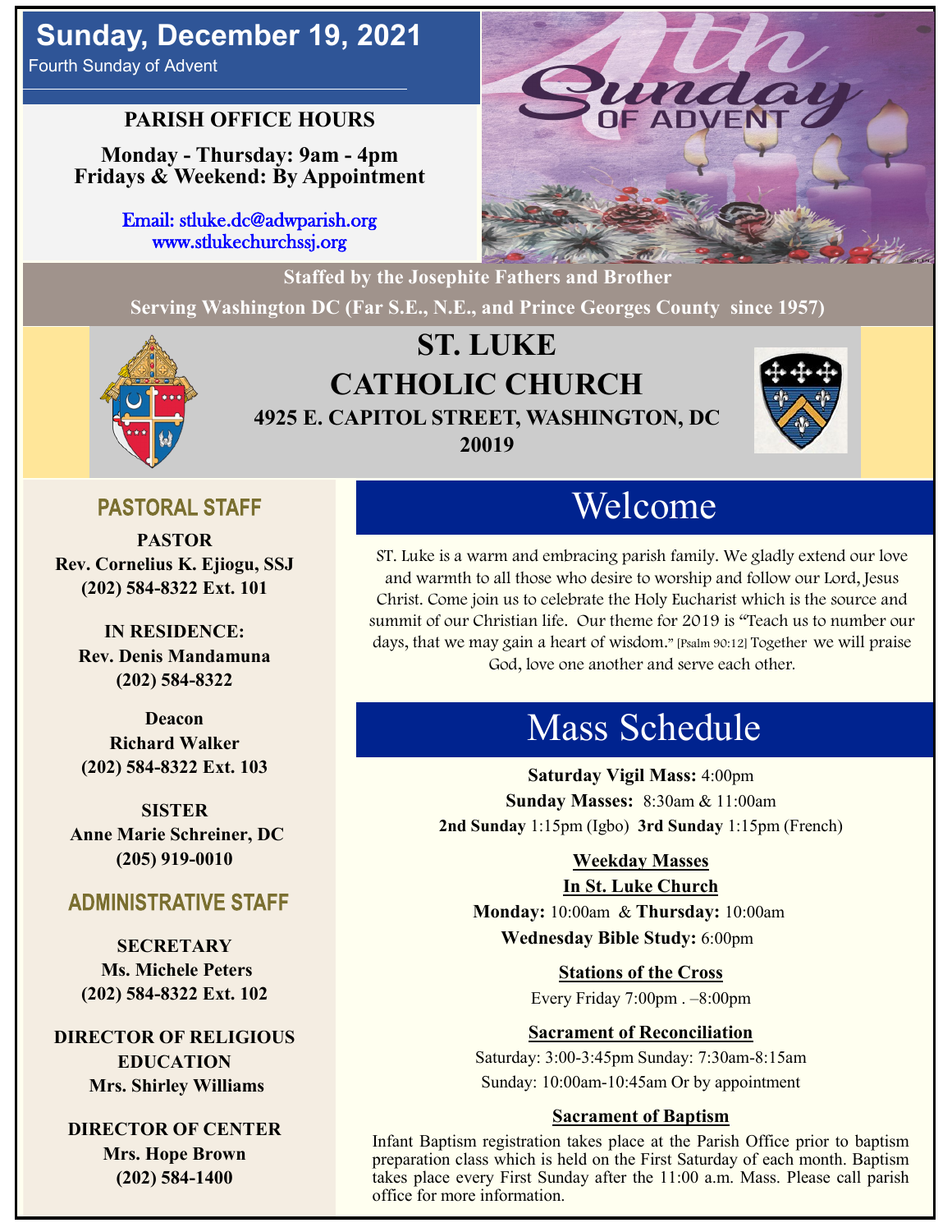# Sunday, December 19, 2021

Fourth Sunday of Advent

**PARISH OFFICE HOURS**

**Monday - Thursday: 9am - 4pm**
**Fridays & Weekend: By Appointment**

Email: stluke.dc@adwparish.org
www.stlukechurchssj.org

**Staffed by the Josephite Fathers and Brother**

**Serving Washington DC (Far S.E., N.E., and Prince Georges County since 1957)**

# ST. LUKE CATHOLIC CHURCH

**4925 E. CAPITOL STREET, WASHINGTON, DC 20019**

## PASTORAL STAFF

**PASTOR**
**Rev. Cornelius K. Ejiogu, SSJ**
**(202) 584-8322 Ext. 101**

**IN RESIDENCE:**
**Rev. Denis Mandamuna**
**(202) 584-8322**

**Deacon**
**Richard Walker**
**(202) 584-8322 Ext. 103**

**SISTER**
**Anne Marie Schreiner, DC**
**(205) 919-0010**

## ADMINISTRATIVE STAFF

**SECRETARY**
**Ms. Michele Peters**
**(202) 584-8322 Ext. 102**

**DIRECTOR OF RELIGIOUS EDUCATION**
**Mrs. Shirley Williams**

**DIRECTOR OF CENTER**
**Mrs. Hope Brown**
**(202) 584-1400**

## Welcome

ST. Luke is a warm and embracing parish family. We gladly extend our love and warmth to all those who desire to worship and follow our Lord, Jesus Christ. Come join us to celebrate the Holy Eucharist which is the source and summit of our Christian life. Our theme for 2019 is "Teach us to number our days, that we may gain a heart of wisdom." [Psalm 90:12] Together we will praise God, love one another and serve each other.

## Mass Schedule

**Saturday Vigil Mass:** 4:00pm
**Sunday Masses:** 8:30am & 11:00am
**2nd Sunday** 1:15pm (Igbo) **3rd Sunday** 1:15pm (French)

**Weekday Masses**
**In St. Luke Church**
**Monday:** 10:00am & **Thursday:** 10:00am
**Wednesday Bible Study:** 6:00pm

**Stations of the Cross**
Every Friday 7:00pm . –8:00pm

**Sacrament of Reconciliation**
Saturday: 3:00-3:45pm Sunday: 7:30am-8:15am
Sunday: 10:00am-10:45am Or by appointment

**Sacrament of Baptism**
Infant Baptism registration takes place at the Parish Office prior to baptism preparation class which is held on the First Saturday of each month. Baptism takes place every First Sunday after the 11:00 a.m. Mass. Please call parish office for more information.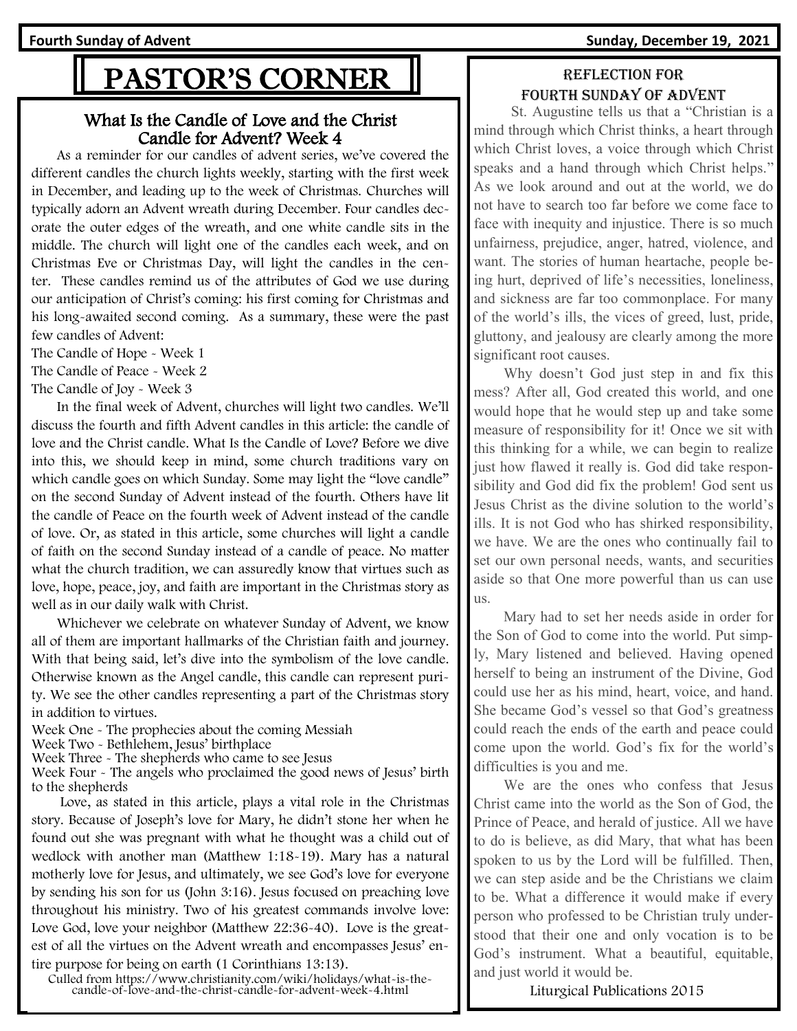# PASTOR'S CORNER

## What Is the Candle of Love and the Christ Candle for Advent? Week 4

As a reminder for our candles of advent series, we've covered the different candles the church lights weekly, starting with the first week in December, and leading up to the week of Christmas. Churches will typically adorn an Advent wreath during December. Four candles decorate the outer edges of the wreath, and one white candle sits in the middle. The church will light one of the candles each week, and on Christmas Eve or Christmas Day, will light the candles in the center. These candles remind us of the attributes of God we use during our anticipation of Christ's coming: his first coming for Christmas and his long-awaited second coming. As a summary, these were the past few candles of Advent:

The Candle of Hope - Week 1
The Candle of Peace - Week 2
The Candle of Joy - Week 3

In the final week of Advent, churches will light two candles. We'll discuss the fourth and fifth Advent candles in this article: the candle of love and the Christ candle. What Is the Candle of Love? Before we dive into this, we should keep in mind, some church traditions vary on which candle goes on which Sunday. Some may light the "love candle" on the second Sunday of Advent instead of the fourth. Others have lit the candle of Peace on the fourth week of Advent instead of the candle of love. Or, as stated in this article, some churches will light a candle of faith on the second Sunday instead of a candle of peace. No matter what the church tradition, we can assuredly know that virtues such as love, hope, peace, joy, and faith are important in the Christmas story as well as in our daily walk with Christ.

Whichever we celebrate on whatever Sunday of Advent, we know all of them are important hallmarks of the Christian faith and journey. With that being said, let's dive into the symbolism of the love candle. Otherwise known as the Angel candle, this candle can represent purity. We see the other candles representing a part of the Christmas story in addition to virtues.

Week One - The prophecies about the coming Messiah
Week Two - Bethlehem, Jesus' birthplace
Week Three - The shepherds who came to see Jesus
Week Four - The angels who proclaimed the good news of Jesus' birth to the shepherds

Love, as stated in this article, plays a vital role in the Christmas story. Because of Joseph's love for Mary, he didn't stone her when he found out she was pregnant with what he thought was a child out of wedlock with another man (Matthew 1:18-19). Mary has a natural motherly love for Jesus, and ultimately, we see God's love for everyone by sending his son for us (John 3:16). Jesus focused on preaching love throughout his ministry. Two of his greatest commands involve love: Love God, love your neighbor (Matthew 22:36-40). Love is the greatest of all the virtues on the Advent wreath and encompasses Jesus' entire purpose for being on earth (1 Corinthians 13:13).

Culled from https://www.christianity.com/wiki/holidays/what-is-the-candle-of-love-and-the-christ-candle-for-advent-week-4.html

## Reflection for Fourth Sunday of Advent

St. Augustine tells us that a "Christian is a mind through which Christ thinks, a heart through which Christ loves, a voice through which Christ speaks and a hand through which Christ helps." As we look around and out at the world, we do not have to search too far before we come face to face with inequity and injustice. There is so much unfairness, prejudice, anger, hatred, violence, and want. The stories of human heartache, people being hurt, deprived of life's necessities, loneliness, and sickness are far too commonplace. For many of the world's ills, the vices of greed, lust, pride, gluttony, and jealousy are clearly among the more significant root causes.

Why doesn't God just step in and fix this mess? After all, God created this world, and one would hope that he would step up and take some measure of responsibility for it! Once we sit with this thinking for a while, we can begin to realize just how flawed it really is. God did take responsibility and God did fix the problem! God sent us Jesus Christ as the divine solution to the world's ills. It is not God who has shirked responsibility, we have. We are the ones who continually fail to set our own personal needs, wants, and securities aside so that One more powerful than us can use us.

Mary had to set her needs aside in order for the Son of God to come into the world. Put simply, Mary listened and believed. Having opened herself to being an instrument of the Divine, God could use her as his mind, heart, voice, and hand. She became God's vessel so that God's greatness could reach the ends of the earth and peace could come upon the world. God's fix for the world's difficulties is you and me.

We are the ones who confess that Jesus Christ came into the world as the Son of God, the Prince of Peace, and herald of justice. All we have to do is believe, as did Mary, that what has been spoken to us by the Lord will be fulfilled. Then, we can step aside and be the Christians we claim to be. What a difference it would make if every person who professed to be Christian truly understood that their one and only vocation is to be God's instrument. What a beautiful, equitable, and just world it would be.

Liturgical Publications 2015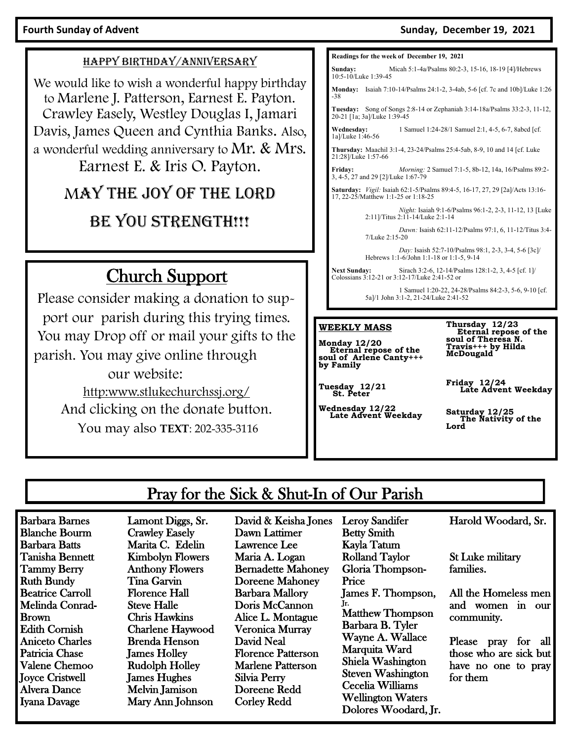**Fourth Sunday of Advent** **Sunday, December 19, 2021**

## Happy Birthday/Anniversary

We would like to wish a wonderful happy birthday to Marlene J. Patterson, Earnest E. Payton. Crawley Easely, Westley Douglas I, Jamari Davis, James Queen and Cynthia Banks. Also, a wonderful wedding anniversary to Mr. & Mrs. Earnest E. & Iris O. Payton.

MAY THE JOY OF THE LORD

BE YOU STRENGTH!!!

## Church Support

Please consider making a donation to support our parish during this trying times. You may Drop off or mail your gifts to the parish. You may give online through our website:

http:www.stlukechurchssj.org/

And clicking on the donate button.

You may also **TEXT**: 202-335-3116

**Readings for the week of December 19, 2021**

**Sunday:** Micah 5:1-4a/Psalms 80:2-3, 15-16, 18-19 [4]/Hebrews 10:5-10/Luke 1:39-45

**Monday:** Isaiah 7:10-14/Psalms 24:1-2, 3-4ab, 5-6 [cf. 7c and 10b]/Luke 1:26-38

**Tuesday:** Song of Songs 2:8-14 or Zephaniah 3:14-18a/Psalms 33:2-3, 11-12, 20-21 [1a; 3a]/Luke 1:39-45

**Wednesday:** 1 Samuel 1:24-28/1 Samuel 2:1, 4-5, 6-7, 8abcd [cf. 1a]/Luke 1:46-56

**Thursday:** Maachil 3:1-4, 23-24/Psalms 25:4-5ab, 8-9, 10 and 14 [cf. Luke 21:28]/Luke 1:57-66

**Friday:** *Morning:* 2 Samuel 7:1-5, 8b-12, 14a, 16/Psalms 89:2-3, 4-5, 27 and 29 [2]/Luke 1:67-79

**Saturday:** *Vigil:* Isaiah 62:1-5/Psalms 89:4-5, 16-17, 27, 29 [2a]/Acts 13:16-17, 22-25/Matthew 1:1-25 or 1:18-25

*Night:* Isaiah 9:1-6/Psalms 96:1-2, 2-3, 11-12, 13 [Luke 2:11]/Titus 2:11-14/Luke 2:1-14

*Dawn:* Isaish 62:11-12/Psalms 97:1, 6, 11-12/Titus 3:4-7/Luke 2:15-20

*Day:* Isaish 52:7-10/Psalms 98:1, 2-3, 3-4, 5-6 [3c]/ Hebrews 1:1-6/John 1:1-18 or 1:1-5, 9-14

**Next Sunday:** Sirach 3:2-6, 12-14/Psalms 128:1-2, 3, 4-5 [cf. 1]/ Colossians 3:12-21 or 3:12-17/Luke 2:41-52 or

1 Samuel 1:20-22, 24-28/Psalms 84:2-3, 5-6, 9-10 [cf. 5a]/1 John 3:1-2, 21-24/Luke 2:41-52

**WEEKLY MASS**

**Monday 12/20**
**Eternal repose of the soul of Arlene Canty+++ by Family**

**Tuesday 12/21**
**St. Peter**

**Wednesday 12/22**
**Late Advent Weekday**

**Thursday 12/23**
**Eternal repose of the soul of Theresa N. Travis+++ by Hilda McDougald**

**Friday 12/24**
**Late Advent Weekday**

**Saturday 12/25**
**The Nativity of the Lord**

## Pray for the Sick & Shut-In of Our Parish

Barbara Barnes
Blanche Bourm
Barbara Batts
Tanisha Bennett
Tammy Berry
Ruth Bundy
Beatrice Carroll
Melinda Conrad-Brown
Edith Cornish
Aniceto Charles
Patricia Chase
Valene Chemoo
Joyce Cristwell
Alvera Dance
Iyana Davage
Lamont Diggs, Sr.
Crawley Easely
Marita C. Edelin
Kimbolyn Flowers
Anthony Flowers
Tina Garvin
Florence Hall
Steve Halle
Chris Hawkins
Charlene Haywood
Brenda Henson
James Holley
Rudolph Holley
James Hughes
Melvin Jamison
Mary Ann Johnson
David & Keisha Jones
Dawn Lattimer
Lawrence Lee
Maria A. Logan
Bernadette Mahoney
Doreene Mahoney
Barbara Mallory
Doris McCannon
Alice L. Montague
Veronica Murray
David Neal
Florence Patterson
Marlene Patterson
Silvia Perry
Doreene Redd
Corley Redd
Leroy Sandifer
Betty Smith
Kayla Tatum
Rolland Taylor
Gloria Thompson-Price
James F. Thompson, Jr.
Matthew Thompson
Barbara B. Tyler
Wayne A. Wallace
Marquita Ward
Shiela Washington
Steven Washington
Cecelia Williams
Wellington Waters
Dolores Woodard, Jr.
Harold Woodard, Sr.

St Luke military families.

All the Homeless men and women in our community.

Please pray for all those who are sick but have no one to pray for them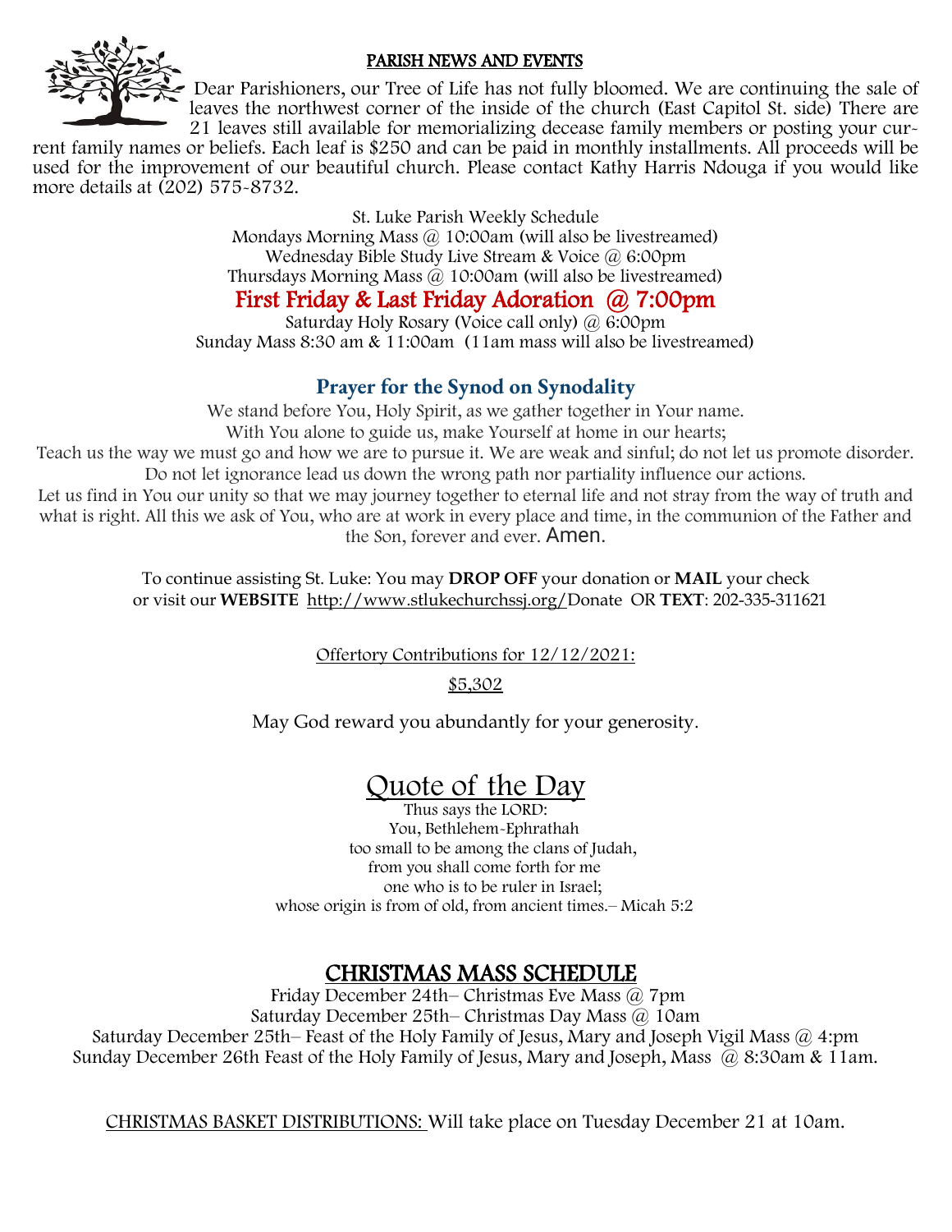## PARISH NEWS AND EVENTS

Dear Parishioners, our Tree of Life has not fully bloomed. We are continuing the sale of leaves the northwest corner of the inside of the church (East Capitol St. side) There are 21 leaves still available for memorializing decease family members or posting your current family names or beliefs. Each leaf is $250 and can be paid in monthly installments. All proceeds will be used for the improvement of our beautiful church. Please contact Kathy Harris Ndouga if you would like more details at (202) 575-8732.

St. Luke Parish Weekly Schedule
Mondays Morning Mass @ 10:00am (will also be livestreamed)
Wednesday Bible Study Live Stream & Voice @ 6:00pm
Thursdays Morning Mass @ 10:00am (will also be livestreamed)

**First Friday & Last Friday Adoration @ 7:00pm**

Saturday Holy Rosary (Voice call only) @ 6:00pm
Sunday Mass 8:30 am & 11:00am (11am mass will also be livestreamed)

## Prayer for the Synod on Synodality

We stand before You, Holy Spirit, as we gather together in Your name.
With You alone to guide us, make Yourself at home in our hearts;
Teach us the way we must go and how we are to pursue it. We are weak and sinful; do not let us promote disorder. Do not let ignorance lead us down the wrong path nor partiality influence our actions.
Let us find in You our unity so that we may journey together to eternal life and not stray from the way of truth and what is right. All this we ask of You, who are at work in every place and time, in the communion of the Father and the Son, forever and ever. Amen.

To continue assisting St. Luke: You may **DROP OFF** your donation or **MAIL** your check or visit our **WEBSITE** http://www.stlukechurchssj.org/Donate OR **TEXT**: 202-335-311621

Offertory Contributions for 12/12/2021:

$5,302

May God reward you abundantly for your generosity.

# Quote of the Day

Thus says the LORD:
You, Bethlehem-Ephrathah
too small to be among the clans of Judah,
from you shall come forth for me
one who is to be ruler in Israel;
whose origin is from of old, from ancient times.– Micah 5:2

## CHRISTMAS MASS SCHEDULE

Friday December 24th– Christmas Eve Mass @ 7pm
Saturday December 25th– Christmas Day Mass @ 10am
Saturday December 25th– Feast of the Holy Family of Jesus, Mary and Joseph Vigil Mass @ 4:pm
Sunday December 26th Feast of the Holy Family of Jesus, Mary and Joseph, Mass @ 8:30am & 11am.

CHRISTMAS BASKET DISTRIBUTIONS: Will take place on Tuesday December 21 at 10am.